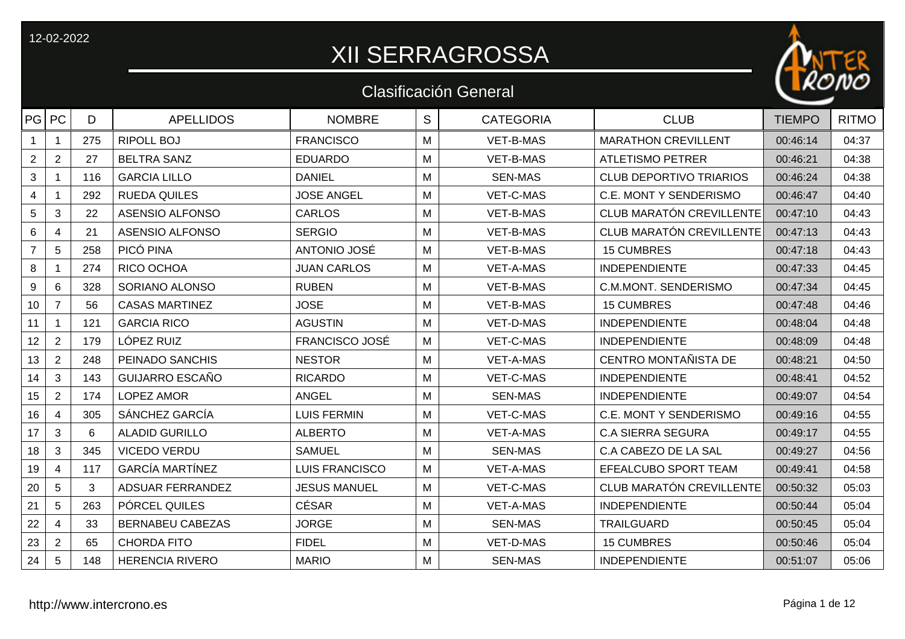12-02-2022

# XII SERRAGROSSA

## Clasificación General

| PG | PC | D | APELLIDOS | NOMBRE | S | CATEGORIA | CLUB | TIEMPO | RITMO |
|---|---|---|---|---|---|---|---|---|---|
| 1 | 1 | 275 | RIPOLL BOJ | FRANCISCO | M | VET-B-MAS | MARATHON CREVILLENT | 00:46:14 | 04:37 |
| 2 | 2 | 27 | BELTRA SANZ | EDUARDO | M | VET-B-MAS | ATLETISMO PETRER | 00:46:21 | 04:38 |
| 3 | 1 | 116 | GARCIA LILLO | DANIEL | M | SEN-MAS | CLUB DEPORTIVO TRIARIOS | 00:46:24 | 04:38 |
| 4 | 1 | 292 | RUEDA QUILES | JOSE ANGEL | M | VET-C-MAS | C.E. MONT Y SENDERISMO | 00:46:47 | 04:40 |
| 5 | 3 | 22 | ASENSIO ALFONSO | CARLOS | M | VET-B-MAS | CLUB MARATÓN CREVILLENTE | 00:47:10 | 04:43 |
| 6 | 4 | 21 | ASENSIO ALFONSO | SERGIO | M | VET-B-MAS | CLUB MARATÓN CREVILLENTE | 00:47:13 | 04:43 |
| 7 | 5 | 258 | PICÓ PINA | ANTONIO JOSÉ | M | VET-B-MAS | 15 CUMBRES | 00:47:18 | 04:43 |
| 8 | 1 | 274 | RICO OCHOA | JUAN CARLOS | M | VET-A-MAS | INDEPENDIENTE | 00:47:33 | 04:45 |
| 9 | 6 | 328 | SORIANO ALONSO | RUBEN | M | VET-B-MAS | C.M.MONT. SENDERISMO | 00:47:34 | 04:45 |
| 10 | 7 | 56 | CASAS MARTINEZ | JOSE | M | VET-B-MAS | 15 CUMBRES | 00:47:48 | 04:46 |
| 11 | 1 | 121 | GARCIA RICO | AGUSTIN | M | VET-D-MAS | INDEPENDIENTE | 00:48:04 | 04:48 |
| 12 | 2 | 179 | LÓPEZ RUIZ | FRANCISCO JOSÉ | M | VET-C-MAS | INDEPENDIENTE | 00:48:09 | 04:48 |
| 13 | 2 | 248 | PEINADO SANCHIS | NESTOR | M | VET-A-MAS | CENTRO MONTAÑISTA DE | 00:48:21 | 04:50 |
| 14 | 3 | 143 | GUIJARRO ESCAÑO | RICARDO | M | VET-C-MAS | INDEPENDIENTE | 00:48:41 | 04:52 |
| 15 | 2 | 174 | LOPEZ AMOR | ANGEL | M | SEN-MAS | INDEPENDIENTE | 00:49:07 | 04:54 |
| 16 | 4 | 305 | SÁNCHEZ GARCÍA | LUIS FERMIN | M | VET-C-MAS | C.E. MONT Y SENDERISMO | 00:49:16 | 04:55 |
| 17 | 3 | 6 | ALADID GURILLO | ALBERTO | M | VET-A-MAS | C.A SIERRA SEGURA | 00:49:17 | 04:55 |
| 18 | 3 | 345 | VICEDO VERDU | SAMUEL | M | SEN-MAS | C.A CABEZO DE LA SAL | 00:49:27 | 04:56 |
| 19 | 4 | 117 | GARCÍA MARTÍNEZ | LUIS FRANCISCO | M | VET-A-MAS | EFEALCUBO SPORT TEAM | 00:49:41 | 04:58 |
| 20 | 5 | 3 | ADSUAR FERRANDEZ | JESUS MANUEL | M | VET-C-MAS | CLUB MARATÓN CREVILLENTE | 00:50:32 | 05:03 |
| 21 | 5 | 263 | PÓRCEL QUILES | CÉSAR | M | VET-A-MAS | INDEPENDIENTE | 00:50:44 | 05:04 |
| 22 | 4 | 33 | BERNABEU CABEZAS | JORGE | M | SEN-MAS | TRAILGUARD | 00:50:45 | 05:04 |
| 23 | 2 | 65 | CHORDA FITO | FIDEL | M | VET-D-MAS | 15 CUMBRES | 00:50:46 | 05:04 |
| 24 | 5 | 148 | HERENCIA RIVERO | MARIO | M | SEN-MAS | INDEPENDIENTE | 00:51:07 | 05:06 |

http://www.intercrono.es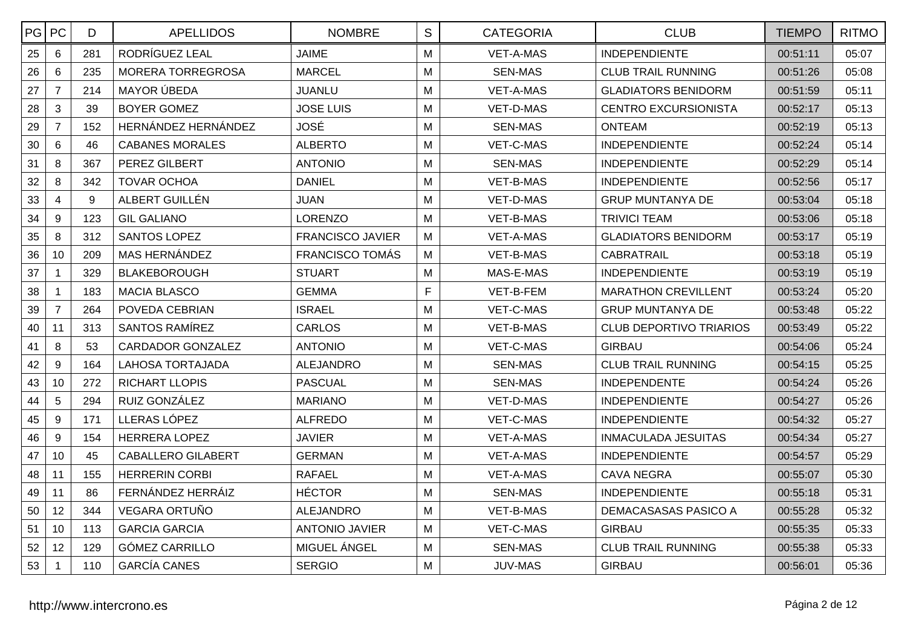| PG | PC | D | APELLIDOS | NOMBRE | S | CATEGORIA | CLUB | TIEMPO | RITMO |
|---|---|---|---|---|---|---|---|---|---|
| 25 | 6 | 281 | RODRÍGUEZ LEAL | JAIME | M | VET-A-MAS | INDEPENDIENTE | 00:51:11 | 05:07 |
| 26 | 6 | 235 | MORERA TORREGROSA | MARCEL | M | SEN-MAS | CLUB TRAIL RUNNING | 00:51:26 | 05:08 |
| 27 | 7 | 214 | MAYOR ÚBEDA | JUANLU | M | VET-A-MAS | GLADIATORS BENIDORM | 00:51:59 | 05:11 |
| 28 | 3 | 39 | BOYER GOMEZ | JOSE LUIS | M | VET-D-MAS | CENTRO EXCURSIONISTA | 00:52:17 | 05:13 |
| 29 | 7 | 152 | HERNÁNDEZ HERNÁNDEZ | JOSÉ | M | SEN-MAS | ONTEAM | 00:52:19 | 05:13 |
| 30 | 6 | 46 | CABANES MORALES | ALBERTO | M | VET-C-MAS | INDEPENDIENTE | 00:52:24 | 05:14 |
| 31 | 8 | 367 | PEREZ GILBERT | ANTONIO | M | SEN-MAS | INDEPENDIENTE | 00:52:29 | 05:14 |
| 32 | 8 | 342 | TOVAR OCHOA | DANIEL | M | VET-B-MAS | INDEPENDIENTE | 00:52:56 | 05:17 |
| 33 | 4 | 9 | ALBERT GUILLÉN | JUAN | M | VET-D-MAS | GRUP MUNTANYA DE | 00:53:04 | 05:18 |
| 34 | 9 | 123 | GIL GALIANO | LORENZO | M | VET-B-MAS | TRIVICI TEAM | 00:53:06 | 05:18 |
| 35 | 8 | 312 | SANTOS LOPEZ | FRANCISCO JAVIER | M | VET-A-MAS | GLADIATORS BENIDORM | 00:53:17 | 05:19 |
| 36 | 10 | 209 | MAS HERNÁNDEZ | FRANCISCO TOMÁS | M | VET-B-MAS | CABRATRAIL | 00:53:18 | 05:19 |
| 37 | 1 | 329 | BLAKEBOROUGH | STUART | M | MAS-E-MAS | INDEPENDIENTE | 00:53:19 | 05:19 |
| 38 | 1 | 183 | MACIA BLASCO | GEMMA | F | VET-B-FEM | MARATHON CREVILLENT | 00:53:24 | 05:20 |
| 39 | 7 | 264 | POVEDA CEBRIAN | ISRAEL | M | VET-C-MAS | GRUP MUNTANYA DE | 00:53:48 | 05:22 |
| 40 | 11 | 313 | SANTOS RAMÍREZ | CARLOS | M | VET-B-MAS | CLUB DEPORTIVO TRIARIOS | 00:53:49 | 05:22 |
| 41 | 8 | 53 | CARDADOR GONZALEZ | ANTONIO | M | VET-C-MAS | GIRBAU | 00:54:06 | 05:24 |
| 42 | 9 | 164 | LAHOSA TORTAJADA | ALEJANDRO | M | SEN-MAS | CLUB TRAIL RUNNING | 00:54:15 | 05:25 |
| 43 | 10 | 272 | RICHART LLOPIS | PASCUAL | M | SEN-MAS | INDEPENDENTE | 00:54:24 | 05:26 |
| 44 | 5 | 294 | RUIZ GONZÁLEZ | MARIANO | M | VET-D-MAS | INDEPENDIENTE | 00:54:27 | 05:26 |
| 45 | 9 | 171 | LLERAS LÓPEZ | ALFREDO | M | VET-C-MAS | INDEPENDIENTE | 00:54:32 | 05:27 |
| 46 | 9 | 154 | HERRERA LOPEZ | JAVIER | M | VET-A-MAS | INMACULADA JESUITAS | 00:54:34 | 05:27 |
| 47 | 10 | 45 | CABALLERO GILABERT | GERMAN | M | VET-A-MAS | INDEPENDIENTE | 00:54:57 | 05:29 |
| 48 | 11 | 155 | HERRERIN CORBI | RAFAEL | M | VET-A-MAS | CAVA NEGRA | 00:55:07 | 05:30 |
| 49 | 11 | 86 | FERNÁNDEZ HERRÁIZ | HÉCTOR | M | SEN-MAS | INDEPENDIENTE | 00:55:18 | 05:31 |
| 50 | 12 | 344 | VEGARA ORTUÑO | ALEJANDRO | M | VET-B-MAS | DEMACASASAS PASICO A | 00:55:28 | 05:32 |
| 51 | 10 | 113 | GARCIA GARCIA | ANTONIO JAVIER | M | VET-C-MAS | GIRBAU | 00:55:35 | 05:33 |
| 52 | 12 | 129 | GÓMEZ CARRILLO | MIGUEL ÁNGEL | M | SEN-MAS | CLUB TRAIL RUNNING | 00:55:38 | 05:33 |
| 53 | 1 | 110 | GARCÍA CANES | SERGIO | M | JUV-MAS | GIRBAU | 00:56:01 | 05:36 |

http://www.intercrono.es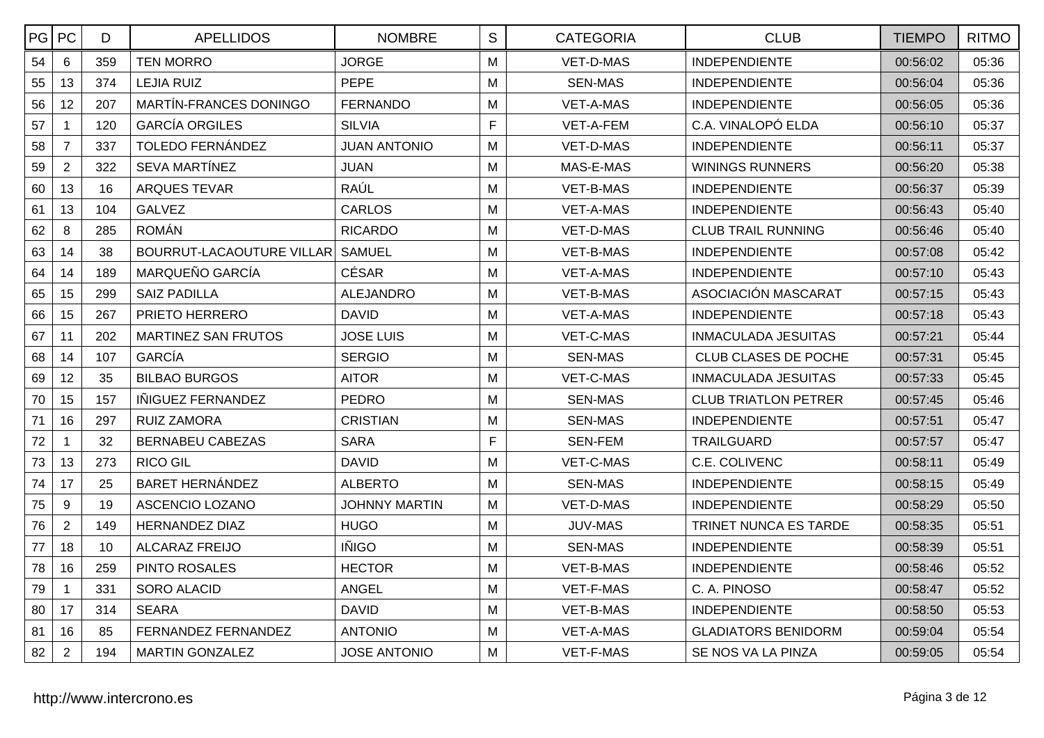| PG | PC | D | APELLIDOS | NOMBRE | S | CATEGORIA | CLUB | TIEMPO | RITMO |
|---|---|---|---|---|---|---|---|---|---|
| 54 | 6 | 359 | TEN MORRO | JORGE | M | VET-D-MAS | INDEPENDIENTE | 00:56:02 | 05:36 |
| 55 | 13 | 374 | LEJIA RUIZ | PEPE | M | SEN-MAS | INDEPENDIENTE | 00:56:04 | 05:36 |
| 56 | 12 | 207 | MARTÍN-FRANCES DONINGO | FERNANDO | M | VET-A-MAS | INDEPENDIENTE | 00:56:05 | 05:36 |
| 57 | 1 | 120 | GARCÍA ORGILES | SILVIA | F | VET-A-FEM | C.A. VINALOPÓ ELDA | 00:56:10 | 05:37 |
| 58 | 7 | 337 | TOLEDO FERNÁNDEZ | JUAN ANTONIO | M | VET-D-MAS | INDEPENDIENTE | 00:56:11 | 05:37 |
| 59 | 2 | 322 | SEVA MARTÍNEZ | JUAN | M | MAS-E-MAS | WININGS RUNNERS | 00:56:20 | 05:38 |
| 60 | 13 | 16 | ARQUES TEVAR | RAÚL | M | VET-B-MAS | INDEPENDIENTE | 00:56:37 | 05:39 |
| 61 | 13 | 104 | GALVEZ | CARLOS | M | VET-A-MAS | INDEPENDIENTE | 00:56:43 | 05:40 |
| 62 | 8 | 285 | ROMÁN | RICARDO | M | VET-D-MAS | CLUB TRAIL RUNNING | 00:56:46 | 05:40 |
| 63 | 14 | 38 | BOURRUT-LACAOUTURE VILLAR | SAMUEL | M | VET-B-MAS | INDEPENDIENTE | 00:57:08 | 05:42 |
| 64 | 14 | 189 | MARQUEÑO GARCÍA | CÉSAR | M | VET-A-MAS | INDEPENDIENTE | 00:57:10 | 05:43 |
| 65 | 15 | 299 | SAIZ PADILLA | ALEJANDRO | M | VET-B-MAS | ASOCIACIÓN MASCARAT | 00:57:15 | 05:43 |
| 66 | 15 | 267 | PRIETO HERRERO | DAVID | M | VET-A-MAS | INDEPENDIENTE | 00:57:18 | 05:43 |
| 67 | 11 | 202 | MARTINEZ SAN FRUTOS | JOSE LUIS | M | VET-C-MAS | INMACULADA JESUITAS | 00:57:21 | 05:44 |
| 68 | 14 | 107 | GARCÍA | SERGIO | M | SEN-MAS | CLUB CLASES DE POCHE | 00:57:31 | 05:45 |
| 69 | 12 | 35 | BILBAO BURGOS | AITOR | M | VET-C-MAS | INMACULADA JESUITAS | 00:57:33 | 05:45 |
| 70 | 15 | 157 | IÑIGUEZ FERNANDEZ | PEDRO | M | SEN-MAS | CLUB TRIATLON PETRER | 00:57:45 | 05:46 |
| 71 | 16 | 297 | RUIZ ZAMORA | CRISTIAN | M | SEN-MAS | INDEPENDIENTE | 00:57:51 | 05:47 |
| 72 | 1 | 32 | BERNABEU CABEZAS | SARA | F | SEN-FEM | TRAILGUARD | 00:57:57 | 05:47 |
| 73 | 13 | 273 | RICO GIL | DAVID | M | VET-C-MAS | C.E. COLIVENC | 00:58:11 | 05:49 |
| 74 | 17 | 25 | BARET HERNÁNDEZ | ALBERTO | M | SEN-MAS | INDEPENDIENTE | 00:58:15 | 05:49 |
| 75 | 9 | 19 | ASCENCIO LOZANO | JOHNNY MARTIN | M | VET-D-MAS | INDEPENDIENTE | 00:58:29 | 05:50 |
| 76 | 2 | 149 | HERNANDEZ DIAZ | HUGO | M | JUV-MAS | TRINET NUNCA ES TARDE | 00:58:35 | 05:51 |
| 77 | 18 | 10 | ALCARAZ FREIJO | IÑIGO | M | SEN-MAS | INDEPENDIENTE | 00:58:39 | 05:51 |
| 78 | 16 | 259 | PINTO ROSALES | HECTOR | M | VET-B-MAS | INDEPENDIENTE | 00:58:46 | 05:52 |
| 79 | 1 | 331 | SORO ALACID | ANGEL | M | VET-F-MAS | C. A. PINOSO | 00:58:47 | 05:52 |
| 80 | 17 | 314 | SEARA | DAVID | M | VET-B-MAS | INDEPENDIENTE | 00:58:50 | 05:53 |
| 81 | 16 | 85 | FERNANDEZ FERNANDEZ | ANTONIO | M | VET-A-MAS | GLADIATORS BENIDORM | 00:59:04 | 05:54 |
| 82 | 2 | 194 | MARTIN GONZALEZ | JOSE ANTONIO | M | VET-F-MAS | SE NOS VA LA PINZA | 00:59:05 | 05:54 |

http://www.intercrono.es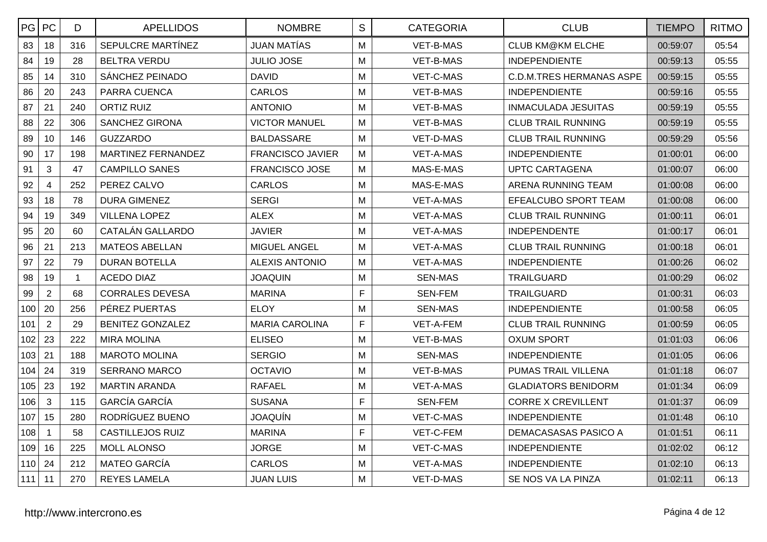| PG | PC | D | APELLIDOS | NOMBRE | S | CATEGORIA | CLUB | TIEMPO | RITMO |
|---|---|---|---|---|---|---|---|---|---|
| 83 | 18 | 316 | SEPULCRE MARTÍNEZ | JUAN MATÍAS | M | VET-B-MAS | CLUB KM@KM ELCHE | 00:59:07 | 05:54 |
| 84 | 19 | 28 | BELTRA VERDU | JULIO JOSE | M | VET-B-MAS | INDEPENDIENTE | 00:59:13 | 05:55 |
| 85 | 14 | 310 | SÁNCHEZ PEINADO | DAVID | M | VET-C-MAS | C.D.M.TRES HERMANAS ASPE | 00:59:15 | 05:55 |
| 86 | 20 | 243 | PARRA CUENCA | CARLOS | M | VET-B-MAS | INDEPENDIENTE | 00:59:16 | 05:55 |
| 87 | 21 | 240 | ORTIZ RUIZ | ANTONIO | M | VET-B-MAS | INMACULADA JESUITAS | 00:59:19 | 05:55 |
| 88 | 22 | 306 | SANCHEZ GIRONA | VICTOR MANUEL | M | VET-B-MAS | CLUB TRAIL RUNNING | 00:59:19 | 05:55 |
| 89 | 10 | 146 | GUZZARDO | BALDASSARE | M | VET-D-MAS | CLUB TRAIL RUNNING | 00:59:29 | 05:56 |
| 90 | 17 | 198 | MARTINEZ FERNANDEZ | FRANCISCO JAVIER | M | VET-A-MAS | INDEPENDIENTE | 01:00:01 | 06:00 |
| 91 | 3 | 47 | CAMPILLO SANES | FRANCISCO JOSE | M | MAS-E-MAS | UPTC CARTAGENA | 01:00:07 | 06:00 |
| 92 | 4 | 252 | PEREZ CALVO | CARLOS | M | MAS-E-MAS | ARENA RUNNING TEAM | 01:00:08 | 06:00 |
| 93 | 18 | 78 | DURA GIMENEZ | SERGI | M | VET-A-MAS | EFEALCUBO SPORT TEAM | 01:00:08 | 06:00 |
| 94 | 19 | 349 | VILLENA LOPEZ | ALEX | M | VET-A-MAS | CLUB TRAIL RUNNING | 01:00:11 | 06:01 |
| 95 | 20 | 60 | CATALÁN GALLARDO | JAVIER | M | VET-A-MAS | INDEPENDENTE | 01:00:17 | 06:01 |
| 96 | 21 | 213 | MATEOS ABELLAN | MIGUEL ANGEL | M | VET-A-MAS | CLUB TRAIL RUNNING | 01:00:18 | 06:01 |
| 97 | 22 | 79 | DURAN BOTELLA | ALEXIS ANTONIO | M | VET-A-MAS | INDEPENDIENTE | 01:00:26 | 06:02 |
| 98 | 19 | 1 | ACEDO DIAZ | JOAQUIN | M | SEN-MAS | TRAILGUARD | 01:00:29 | 06:02 |
| 99 | 2 | 68 | CORRALES DEVESA | MARINA | F | SEN-FEM | TRAILGUARD | 01:00:31 | 06:03 |
| 100 | 20 | 256 | PÉREZ PUERTAS | ELOY | M | SEN-MAS | INDEPENDIENTE | 01:00:58 | 06:05 |
| 101 | 2 | 29 | BENITEZ GONZALEZ | MARIA CAROLINA | F | VET-A-FEM | CLUB TRAIL RUNNING | 01:00:59 | 06:05 |
| 102 | 23 | 222 | MIRA MOLINA | ELISEO | M | VET-B-MAS | OXUM SPORT | 01:01:03 | 06:06 |
| 103 | 21 | 188 | MAROTO MOLINA | SERGIO | M | SEN-MAS | INDEPENDIENTE | 01:01:05 | 06:06 |
| 104 | 24 | 319 | SERRANO MARCO | OCTAVIO | M | VET-B-MAS | PUMAS TRAIL VILLENA | 01:01:18 | 06:07 |
| 105 | 23 | 192 | MARTIN ARANDA | RAFAEL | M | VET-A-MAS | GLADIATORS BENIDORM | 01:01:34 | 06:09 |
| 106 | 3 | 115 | GARCÍA GARCÍA | SUSANA | F | SEN-FEM | CORRE X CREVILLENT | 01:01:37 | 06:09 |
| 107 | 15 | 280 | RODRÍGUEZ BUENO | JOAQUÍN | M | VET-C-MAS | INDEPENDIENTE | 01:01:48 | 06:10 |
| 108 | 1 | 58 | CASTILLEJOS RUIZ | MARINA | F | VET-C-FEM | DEMACASASAS PASICO A | 01:01:51 | 06:11 |
| 109 | 16 | 225 | MOLL ALONSO | JORGE | M | VET-C-MAS | INDEPENDIENTE | 01:02:02 | 06:12 |
| 110 | 24 | 212 | MATEO GARCÍA | CARLOS | M | VET-A-MAS | INDEPENDIENTE | 01:02:10 | 06:13 |
| 111 | 11 | 270 | REYES LAMELA | JUAN LUIS | M | VET-D-MAS | SE NOS VA LA PINZA | 01:02:11 | 06:13 |

http://www.intercrono.es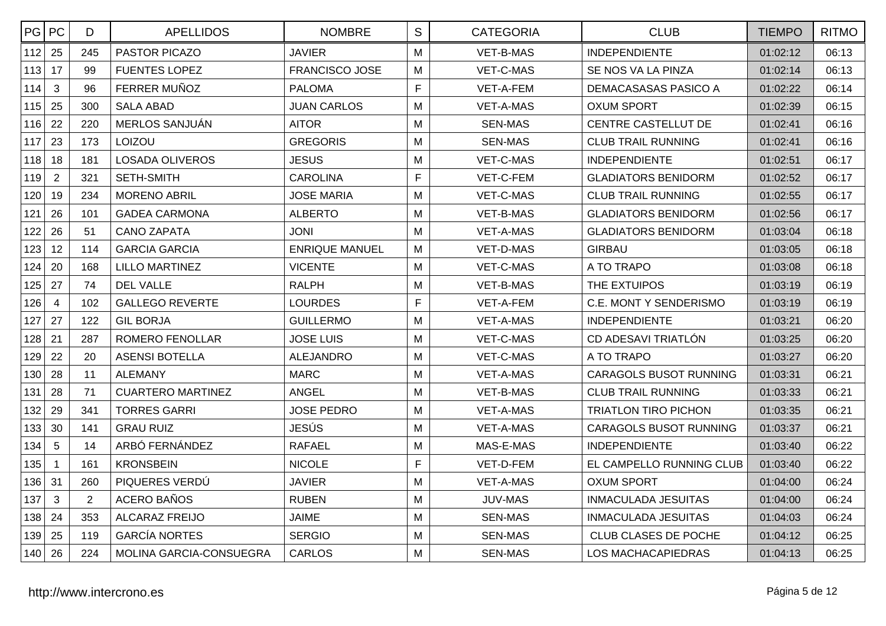| PG | PC | D | APELLIDOS | NOMBRE | S | CATEGORIA | CLUB | TIEMPO | RITMO |
|---|---|---|---|---|---|---|---|---|---|
| 112 | 25 | 245 | PASTOR PICAZO | JAVIER | M | VET-B-MAS | INDEPENDIENTE | 01:02:12 | 06:13 |
| 113 | 17 | 99 | FUENTES LOPEZ | FRANCISCO JOSE | M | VET-C-MAS | SE NOS VA LA PINZA | 01:02:14 | 06:13 |
| 114 | 3 | 96 | FERRER MUÑOZ | PALOMA | F | VET-A-FEM | DEMACASASAS PASICO A | 01:02:22 | 06:14 |
| 115 | 25 | 300 | SALA ABAD | JUAN CARLOS | M | VET-A-MAS | OXUM SPORT | 01:02:39 | 06:15 |
| 116 | 22 | 220 | MERLOS SANJUÁN | AITOR | M | SEN-MAS | CENTRE CASTELLUT DE | 01:02:41 | 06:16 |
| 117 | 23 | 173 | LOIZOU | GREGORIS | M | SEN-MAS | CLUB TRAIL RUNNING | 01:02:41 | 06:16 |
| 118 | 18 | 181 | LOSADA OLIVEROS | JESUS | M | VET-C-MAS | INDEPENDIENTE | 01:02:51 | 06:17 |
| 119 | 2 | 321 | SETH-SMITH | CAROLINA | F | VET-C-FEM | GLADIATORS BENIDORM | 01:02:52 | 06:17 |
| 120 | 19 | 234 | MORENO ABRIL | JOSE MARIA | M | VET-C-MAS | CLUB TRAIL RUNNING | 01:02:55 | 06:17 |
| 121 | 26 | 101 | GADEA CARMONA | ALBERTO | M | VET-B-MAS | GLADIATORS BENIDORM | 01:02:56 | 06:17 |
| 122 | 26 | 51 | CANO ZAPATA | JONI | M | VET-A-MAS | GLADIATORS BENIDORM | 01:03:04 | 06:18 |
| 123 | 12 | 114 | GARCIA GARCIA | ENRIQUE MANUEL | M | VET-D-MAS | GIRBAU | 01:03:05 | 06:18 |
| 124 | 20 | 168 | LILLO MARTINEZ | VICENTE | M | VET-C-MAS | A TO TRAPO | 01:03:08 | 06:18 |
| 125 | 27 | 74 | DEL VALLE | RALPH | M | VET-B-MAS | THE EXTUIPOS | 01:03:19 | 06:19 |
| 126 | 4 | 102 | GALLEGO REVERTE | LOURDES | F | VET-A-FEM | C.E. MONT Y SENDERISMO | 01:03:19 | 06:19 |
| 127 | 27 | 122 | GIL BORJA | GUILLERMO | M | VET-A-MAS | INDEPENDIENTE | 01:03:21 | 06:20 |
| 128 | 21 | 287 | ROMERO FENOLLAR | JOSE LUIS | M | VET-C-MAS | CD ADESAVI TRIATLÓN | 01:03:25 | 06:20 |
| 129 | 22 | 20 | ASENSI BOTELLA | ALEJANDRO | M | VET-C-MAS | A TO TRAPO | 01:03:27 | 06:20 |
| 130 | 28 | 11 | ALEMANY | MARC | M | VET-A-MAS | CARAGOLS BUSOT RUNNING | 01:03:31 | 06:21 |
| 131 | 28 | 71 | CUARTERO MARTINEZ | ANGEL | M | VET-B-MAS | CLUB TRAIL RUNNING | 01:03:33 | 06:21 |
| 132 | 29 | 341 | TORRES GARRI | JOSE PEDRO | M | VET-A-MAS | TRIATLON TIRO PICHON | 01:03:35 | 06:21 |
| 133 | 30 | 141 | GRAU RUIZ | JESÚS | M | VET-A-MAS | CARAGOLS BUSOT RUNNING | 01:03:37 | 06:21 |
| 134 | 5 | 14 | ARBÓ FERNÁNDEZ | RAFAEL | M | MAS-E-MAS | INDEPENDIENTE | 01:03:40 | 06:22 |
| 135 | 1 | 161 | KRONSBEIN | NICOLE | F | VET-D-FEM | EL CAMPELLO RUNNING CLUB | 01:03:40 | 06:22 |
| 136 | 31 | 260 | PIQUERES VERDÚ | JAVIER | M | VET-A-MAS | OXUM SPORT | 01:04:00 | 06:24 |
| 137 | 3 | 2 | ACERO BAÑOS | RUBEN | M | JUV-MAS | INMACULADA JESUITAS | 01:04:00 | 06:24 |
| 138 | 24 | 353 | ALCARAZ FREIJO | JAIME | M | SEN-MAS | INMACULADA JESUITAS | 01:04:03 | 06:24 |
| 139 | 25 | 119 | GARCÍA NORTES | SERGIO | M | SEN-MAS | CLUB CLASES DE POCHE | 01:04:12 | 06:25 |
| 140 | 26 | 224 | MOLINA GARCIA-CONSUEGRA | CARLOS | M | SEN-MAS | LOS MACHACAPIEDRAS | 01:04:13 | 06:25 |

http://www.intercrono.es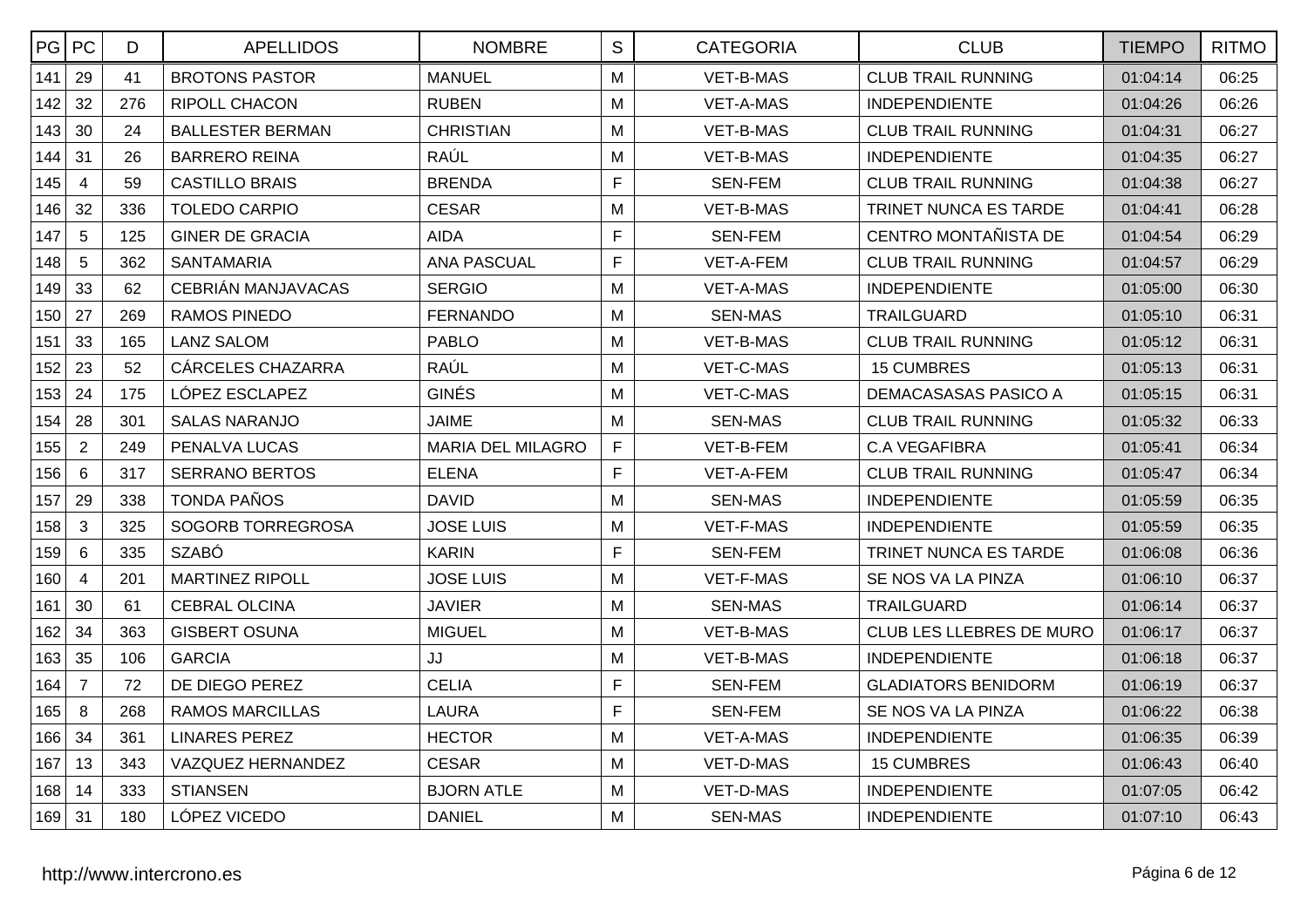| PG | PC | D | APELLIDOS | NOMBRE | S | CATEGORIA | CLUB | TIEMPO | RITMO |
|---|---|---|---|---|---|---|---|---|---|
| 141 | 29 | 41 | BROTONS PASTOR | MANUEL | M | VET-B-MAS | CLUB TRAIL RUNNING | 01:04:14 | 06:25 |
| 142 | 32 | 276 | RIPOLL CHACON | RUBEN | M | VET-A-MAS | INDEPENDIENTE | 01:04:26 | 06:26 |
| 143 | 30 | 24 | BALLESTER BERMAN | CHRISTIAN | M | VET-B-MAS | CLUB TRAIL RUNNING | 01:04:31 | 06:27 |
| 144 | 31 | 26 | BARRERO REINA | RAÚL | M | VET-B-MAS | INDEPENDIENTE | 01:04:35 | 06:27 |
| 145 | 4 | 59 | CASTILLO BRAIS | BRENDA | F | SEN-FEM | CLUB TRAIL RUNNING | 01:04:38 | 06:27 |
| 146 | 32 | 336 | TOLEDO CARPIO | CESAR | M | VET-B-MAS | TRINET NUNCA ES TARDE | 01:04:41 | 06:28 |
| 147 | 5 | 125 | GINER DE GRACIA | AIDA | F | SEN-FEM | CENTRO MONTAÑISTA DE | 01:04:54 | 06:29 |
| 148 | 5 | 362 | SANTAMARIA | ANA PASCUAL | F | VET-A-FEM | CLUB TRAIL RUNNING | 01:04:57 | 06:29 |
| 149 | 33 | 62 | CEBRIÁN MANJAVACAS | SERGIO | M | VET-A-MAS | INDEPENDIENTE | 01:05:00 | 06:30 |
| 150 | 27 | 269 | RAMOS PINEDO | FERNANDO | M | SEN-MAS | TRAILGUARD | 01:05:10 | 06:31 |
| 151 | 33 | 165 | LANZ SALOM | PABLO | M | VET-B-MAS | CLUB TRAIL RUNNING | 01:05:12 | 06:31 |
| 152 | 23 | 52 | CÁRCELES CHAZARRA | RAÚL | M | VET-C-MAS | 15 CUMBRES | 01:05:13 | 06:31 |
| 153 | 24 | 175 | LÓPEZ ESCLAPEZ | GINÉS | M | VET-C-MAS | DEMACASASAS PASICO A | 01:05:15 | 06:31 |
| 154 | 28 | 301 | SALAS NARANJO | JAIME | M | SEN-MAS | CLUB TRAIL RUNNING | 01:05:32 | 06:33 |
| 155 | 2 | 249 | PENALVA LUCAS | MARIA DEL MILAGRO | F | VET-B-FEM | C.A VEGAFIBRA | 01:05:41 | 06:34 |
| 156 | 6 | 317 | SERRANO BERTOS | ELENA | F | VET-A-FEM | CLUB TRAIL RUNNING | 01:05:47 | 06:34 |
| 157 | 29 | 338 | TONDA PAÑOS | DAVID | M | SEN-MAS | INDEPENDIENTE | 01:05:59 | 06:35 |
| 158 | 3 | 325 | SOGORB TORREGROSA | JOSE LUIS | M | VET-F-MAS | INDEPENDIENTE | 01:05:59 | 06:35 |
| 159 | 6 | 335 | SZABÓ | KARIN | F | SEN-FEM | TRINET NUNCA ES TARDE | 01:06:08 | 06:36 |
| 160 | 4 | 201 | MARTINEZ RIPOLL | JOSE LUIS | M | VET-F-MAS | SE NOS VA LA PINZA | 01:06:10 | 06:37 |
| 161 | 30 | 61 | CEBRAL OLCINA | JAVIER | M | SEN-MAS | TRAILGUARD | 01:06:14 | 06:37 |
| 162 | 34 | 363 | GISBERT OSUNA | MIGUEL | M | VET-B-MAS | CLUB LES LLEBRES DE MURO | 01:06:17 | 06:37 |
| 163 | 35 | 106 | GARCIA | JJ | M | VET-B-MAS | INDEPENDIENTE | 01:06:18 | 06:37 |
| 164 | 7 | 72 | DE DIEGO PEREZ | CELIA | F | SEN-FEM | GLADIATORS BENIDORM | 01:06:19 | 06:37 |
| 165 | 8 | 268 | RAMOS MARCILLAS | LAURA | F | SEN-FEM | SE NOS VA LA PINZA | 01:06:22 | 06:38 |
| 166 | 34 | 361 | LINARES PEREZ | HECTOR | M | VET-A-MAS | INDEPENDIENTE | 01:06:35 | 06:39 |
| 167 | 13 | 343 | VAZQUEZ HERNANDEZ | CESAR | M | VET-D-MAS | 15 CUMBRES | 01:06:43 | 06:40 |
| 168 | 14 | 333 | STIANSEN | BJORN ATLE | M | VET-D-MAS | INDEPENDIENTE | 01:07:05 | 06:42 |
| 169 | 31 | 180 | LÓPEZ VICEDO | DANIEL | M | SEN-MAS | INDEPENDIENTE | 01:07:10 | 06:43 |

http://www.intercrono.es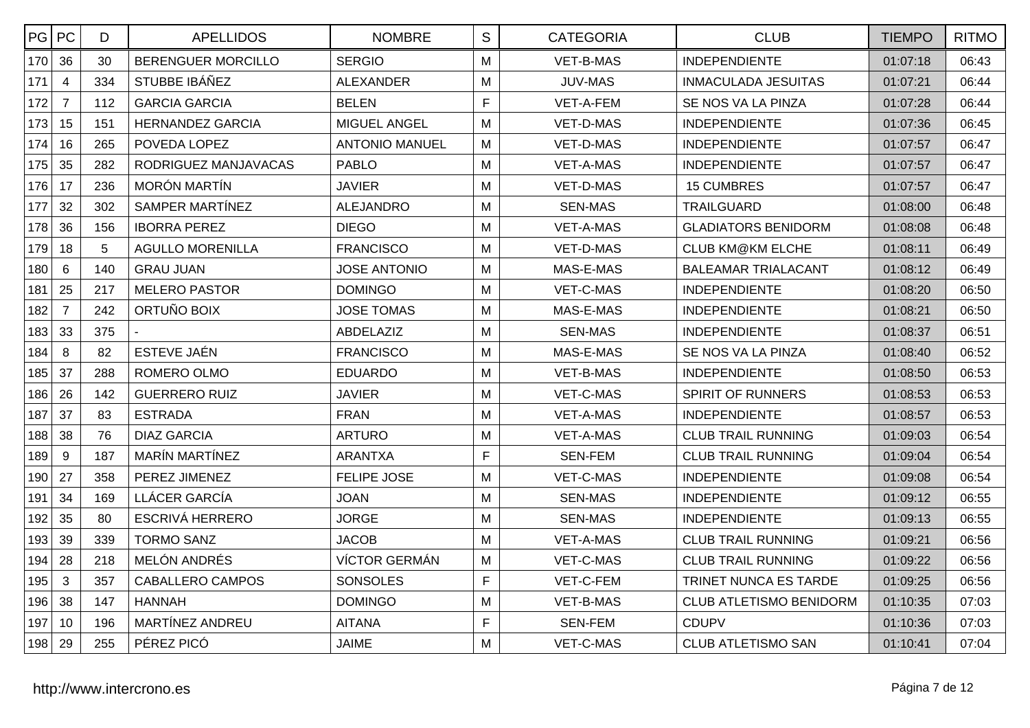| PG | PC | D | APELLIDOS | NOMBRE | S | CATEGORIA | CLUB | TIEMPO | RITMO |
|---|---|---|---|---|---|---|---|---|---|
| 170 | 36 | 30 | BERENGUER MORCILLO | SERGIO | M | VET-B-MAS | INDEPENDIENTE | 01:07:18 | 06:43 |
| 171 | 4 | 334 | STUBBE IBÁÑEZ | ALEXANDER | M | JUV-MAS | INMACULADA JESUITAS | 01:07:21 | 06:44 |
| 172 | 7 | 112 | GARCIA GARCIA | BELEN | F | VET-A-FEM | SE NOS VA LA PINZA | 01:07:28 | 06:44 |
| 173 | 15 | 151 | HERNANDEZ GARCIA | MIGUEL ANGEL | M | VET-D-MAS | INDEPENDIENTE | 01:07:36 | 06:45 |
| 174 | 16 | 265 | POVEDA LOPEZ | ANTONIO MANUEL | M | VET-D-MAS | INDEPENDIENTE | 01:07:57 | 06:47 |
| 175 | 35 | 282 | RODRIGUEZ MANJAVACAS | PABLO | M | VET-A-MAS | INDEPENDIENTE | 01:07:57 | 06:47 |
| 176 | 17 | 236 | MORÓN MARTÍN | JAVIER | M | VET-D-MAS | 15 CUMBRES | 01:07:57 | 06:47 |
| 177 | 32 | 302 | SAMPER MARTÍNEZ | ALEJANDRO | M | SEN-MAS | TRAILGUARD | 01:08:00 | 06:48 |
| 178 | 36 | 156 | IBORRA PEREZ | DIEGO | M | VET-A-MAS | GLADIATORS BENIDORM | 01:08:08 | 06:48 |
| 179 | 18 | 5 | AGULLO MORENILLA | FRANCISCO | M | VET-D-MAS | CLUB KM@KM ELCHE | 01:08:11 | 06:49 |
| 180 | 6 | 140 | GRAU JUAN | JOSE ANTONIO | M | MAS-E-MAS | BALEAMAR TRIALACANT | 01:08:12 | 06:49 |
| 181 | 25 | 217 | MELERO PASTOR | DOMINGO | M | VET-C-MAS | INDEPENDIENTE | 01:08:20 | 06:50 |
| 182 | 7 | 242 | ORTUÑO BOIX | JOSE TOMAS | M | MAS-E-MAS | INDEPENDIENTE | 01:08:21 | 06:50 |
| 183 | 33 | 375 | - | ABDELAZIZ | M | SEN-MAS | INDEPENDIENTE | 01:08:37 | 06:51 |
| 184 | 8 | 82 | ESTEVE JAÉN | FRANCISCO | M | MAS-E-MAS | SE NOS VA LA PINZA | 01:08:40 | 06:52 |
| 185 | 37 | 288 | ROMERO OLMO | EDUARDO | M | VET-B-MAS | INDEPENDIENTE | 01:08:50 | 06:53 |
| 186 | 26 | 142 | GUERRERO RUIZ | JAVIER | M | VET-C-MAS | SPIRIT OF RUNNERS | 01:08:53 | 06:53 |
| 187 | 37 | 83 | ESTRADA | FRAN | M | VET-A-MAS | INDEPENDIENTE | 01:08:57 | 06:53 |
| 188 | 38 | 76 | DIAZ GARCIA | ARTURO | M | VET-A-MAS | CLUB TRAIL RUNNING | 01:09:03 | 06:54 |
| 189 | 9 | 187 | MARÍN MARTÍNEZ | ARANTXA | F | SEN-FEM | CLUB TRAIL RUNNING | 01:09:04 | 06:54 |
| 190 | 27 | 358 | PEREZ JIMENEZ | FELIPE JOSE | M | VET-C-MAS | INDEPENDIENTE | 01:09:08 | 06:54 |
| 191 | 34 | 169 | LLÁCER GARCÍA | JOAN | M | SEN-MAS | INDEPENDIENTE | 01:09:12 | 06:55 |
| 192 | 35 | 80 | ESCRIVÁ HERRERO | JORGE | M | SEN-MAS | INDEPENDIENTE | 01:09:13 | 06:55 |
| 193 | 39 | 339 | TORMO SANZ | JACOB | M | VET-A-MAS | CLUB TRAIL RUNNING | 01:09:21 | 06:56 |
| 194 | 28 | 218 | MELÓN ANDRÉS | VÍCTOR GERMÁN | M | VET-C-MAS | CLUB TRAIL RUNNING | 01:09:22 | 06:56 |
| 195 | 3 | 357 | CABALLERO CAMPOS | SONSOLES | F | VET-C-FEM | TRINET NUNCA ES TARDE | 01:09:25 | 06:56 |
| 196 | 38 | 147 | HANNAH | DOMINGO | M | VET-B-MAS | CLUB ATLETISMO BENIDORM | 01:10:35 | 07:03 |
| 197 | 10 | 196 | MARTÍNEZ ANDREU | AITANA | F | SEN-FEM | CDUPV | 01:10:36 | 07:03 |
| 198 | 29 | 255 | PÉREZ PICÓ | JAIME | M | VET-C-MAS | CLUB ATLETISMO SAN | 01:10:41 | 07:04 |

http://www.intercrono.es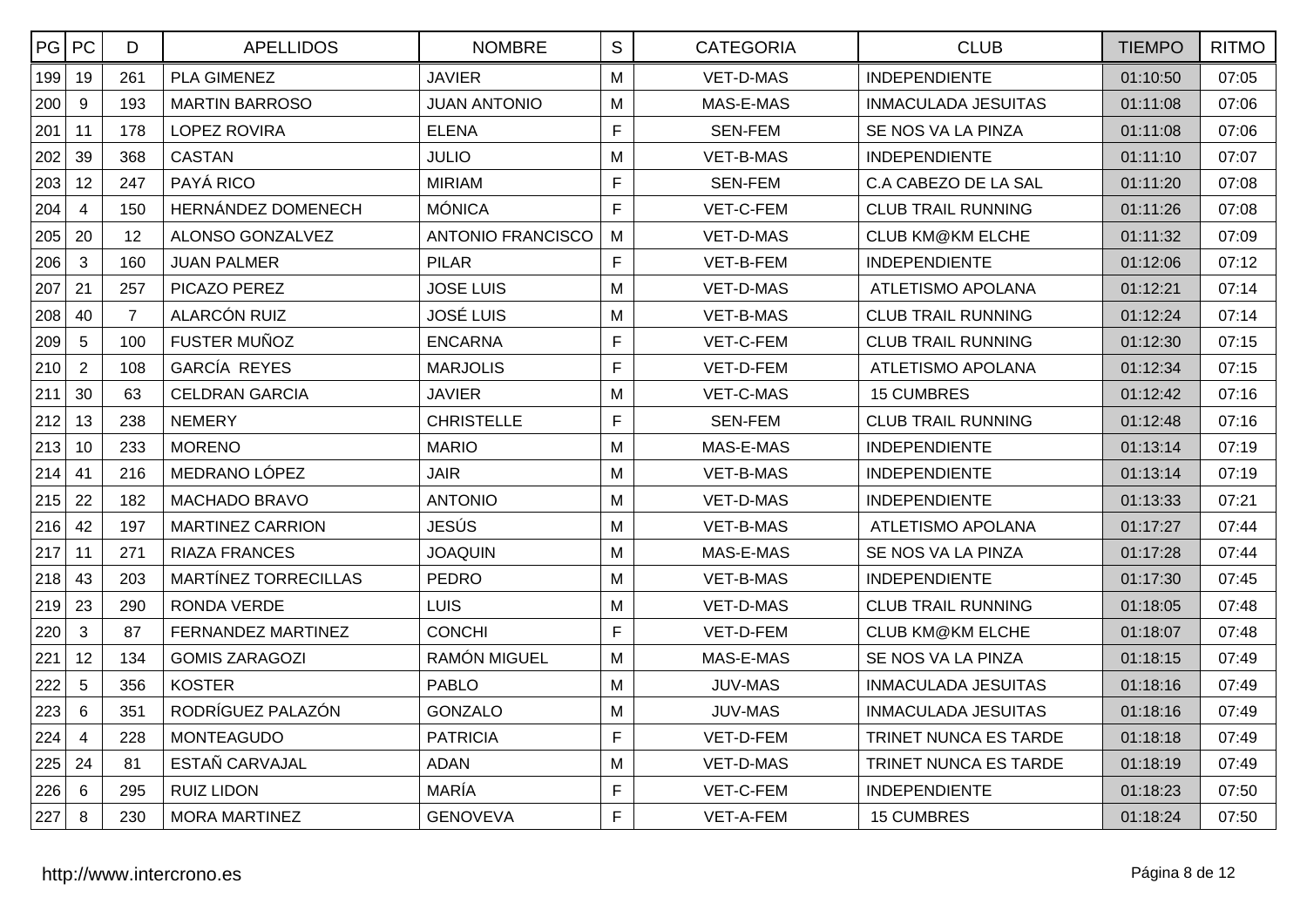| PG | PC | D | APELLIDOS | NOMBRE | S | CATEGORIA | CLUB | TIEMPO | RITMO |
|---|---|---|---|---|---|---|---|---|---|
| 199 | 19 | 261 | PLA GIMENEZ | JAVIER | M | VET-D-MAS | INDEPENDIENTE | 01:10:50 | 07:05 |
| 200 | 9 | 193 | MARTIN BARROSO | JUAN ANTONIO | M | MAS-E-MAS | INMACULADA JESUITAS | 01:11:08 | 07:06 |
| 201 | 11 | 178 | LOPEZ ROVIRA | ELENA | F | SEN-FEM | SE NOS VA LA PINZA | 01:11:08 | 07:06 |
| 202 | 39 | 368 | CASTAN | JULIO | M | VET-B-MAS | INDEPENDIENTE | 01:11:10 | 07:07 |
| 203 | 12 | 247 | PAYÁ RICO | MIRIAM | F | SEN-FEM | C.A CABEZO DE LA SAL | 01:11:20 | 07:08 |
| 204 | 4 | 150 | HERNÁNDEZ DOMENECH | MÓNICA | F | VET-C-FEM | CLUB TRAIL RUNNING | 01:11:26 | 07:08 |
| 205 | 20 | 12 | ALONSO GONZALVEZ | ANTONIO FRANCISCO | M | VET-D-MAS | CLUB KM@KM ELCHE | 01:11:32 | 07:09 |
| 206 | 3 | 160 | JUAN PALMER | PILAR | F | VET-B-FEM | INDEPENDIENTE | 01:12:06 | 07:12 |
| 207 | 21 | 257 | PICAZO PEREZ | JOSE LUIS | M | VET-D-MAS | ATLETISMO APOLANA | 01:12:21 | 07:14 |
| 208 | 40 | 7 | ALARCÓN RUIZ | JOSÉ LUIS | M | VET-B-MAS | CLUB TRAIL RUNNING | 01:12:24 | 07:14 |
| 209 | 5 | 100 | FUSTER MUÑOZ | ENCARNA | F | VET-C-FEM | CLUB TRAIL RUNNING | 01:12:30 | 07:15 |
| 210 | 2 | 108 | GARCÍA REYES | MARJOLIS | F | VET-D-FEM | ATLETISMO APOLANA | 01:12:34 | 07:15 |
| 211 | 30 | 63 | CELDRAN GARCIA | JAVIER | M | VET-C-MAS | 15 CUMBRES | 01:12:42 | 07:16 |
| 212 | 13 | 238 | NEMERY | CHRISTELLE | F | SEN-FEM | CLUB TRAIL RUNNING | 01:12:48 | 07:16 |
| 213 | 10 | 233 | MORENO | MARIO | M | MAS-E-MAS | INDEPENDIENTE | 01:13:14 | 07:19 |
| 214 | 41 | 216 | MEDRANO LÓPEZ | JAIR | M | VET-B-MAS | INDEPENDIENTE | 01:13:14 | 07:19 |
| 215 | 22 | 182 | MACHADO BRAVO | ANTONIO | M | VET-D-MAS | INDEPENDIENTE | 01:13:33 | 07:21 |
| 216 | 42 | 197 | MARTINEZ CARRION | JESÚS | M | VET-B-MAS | ATLETISMO APOLANA | 01:17:27 | 07:44 |
| 217 | 11 | 271 | RIAZA FRANCES | JOAQUIN | M | MAS-E-MAS | SE NOS VA LA PINZA | 01:17:28 | 07:44 |
| 218 | 43 | 203 | MARTÍNEZ TORRECILLAS | PEDRO | M | VET-B-MAS | INDEPENDIENTE | 01:17:30 | 07:45 |
| 219 | 23 | 290 | RONDA VERDE | LUIS | M | VET-D-MAS | CLUB TRAIL RUNNING | 01:18:05 | 07:48 |
| 220 | 3 | 87 | FERNANDEZ MARTINEZ | CONCHI | F | VET-D-FEM | CLUB KM@KM ELCHE | 01:18:07 | 07:48 |
| 221 | 12 | 134 | GOMIS ZARAGOZI | RAMÓN MIGUEL | M | MAS-E-MAS | SE NOS VA LA PINZA | 01:18:15 | 07:49 |
| 222 | 5 | 356 | KOSTER | PABLO | M | JUV-MAS | INMACULADA JESUITAS | 01:18:16 | 07:49 |
| 223 | 6 | 351 | RODRÍGUEZ PALAZÓN | GONZALO | M | JUV-MAS | INMACULADA JESUITAS | 01:18:16 | 07:49 |
| 224 | 4 | 228 | MONTEAGUDO | PATRICIA | F | VET-D-FEM | TRINET NUNCA ES TARDE | 01:18:18 | 07:49 |
| 225 | 24 | 81 | ESTAÑ CARVAJAL | ADAN | M | VET-D-MAS | TRINET NUNCA ES TARDE | 01:18:19 | 07:49 |
| 226 | 6 | 295 | RUIZ LIDON | MARÍA | F | VET-C-FEM | INDEPENDIENTE | 01:18:23 | 07:50 |
| 227 | 8 | 230 | MORA MARTINEZ | GENOVEVA | F | VET-A-FEM | 15 CUMBRES | 01:18:24 | 07:50 |

http://www.intercrono.es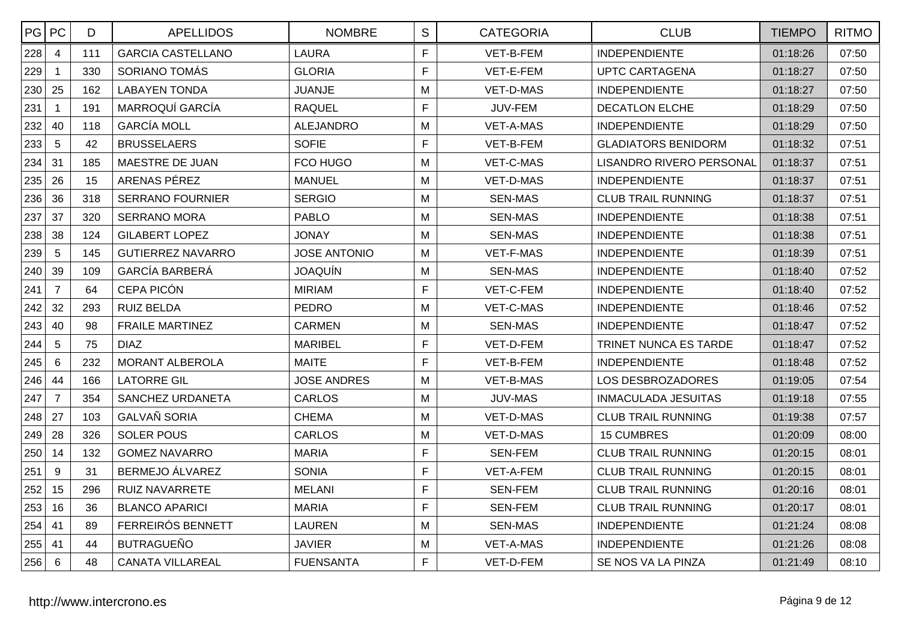| PG | PC | D | APELLIDOS | NOMBRE | S | CATEGORIA | CLUB | TIEMPO | RITMO |
|---|---|---|---|---|---|---|---|---|---|
| 228 | 4 | 111 | GARCIA CASTELLANO | LAURA | F | VET-B-FEM | INDEPENDIENTE | 01:18:26 | 07:50 |
| 229 | 1 | 330 | SORIANO TOMÁS | GLORIA | F | VET-E-FEM | UPTC CARTAGENA | 01:18:27 | 07:50 |
| 230 | 25 | 162 | LABAYEN TONDA | JUANJE | M | VET-D-MAS | INDEPENDIENTE | 01:18:27 | 07:50 |
| 231 | 1 | 191 | MARROQUÍ GARCÍA | RAQUEL | F | JUV-FEM | DECATLON ELCHE | 01:18:29 | 07:50 |
| 232 | 40 | 118 | GARCÍA MOLL | ALEJANDRO | M | VET-A-MAS | INDEPENDIENTE | 01:18:29 | 07:50 |
| 233 | 5 | 42 | BRUSSELAERS | SOFIE | F | VET-B-FEM | GLADIATORS BENIDORM | 01:18:32 | 07:51 |
| 234 | 31 | 185 | MAESTRE DE JUAN | FCO HUGO | M | VET-C-MAS | LISANDRO RIVERO PERSONAL | 01:18:37 | 07:51 |
| 235 | 26 | 15 | ARENAS PÉREZ | MANUEL | M | VET-D-MAS | INDEPENDIENTE | 01:18:37 | 07:51 |
| 236 | 36 | 318 | SERRANO FOURNIER | SERGIO | M | SEN-MAS | CLUB TRAIL RUNNING | 01:18:37 | 07:51 |
| 237 | 37 | 320 | SERRANO MORA | PABLO | M | SEN-MAS | INDEPENDIENTE | 01:18:38 | 07:51 |
| 238 | 38 | 124 | GILABERT LOPEZ | JONAY | M | SEN-MAS | INDEPENDIENTE | 01:18:38 | 07:51 |
| 239 | 5 | 145 | GUTIERREZ NAVARRO | JOSE ANTONIO | M | VET-F-MAS | INDEPENDIENTE | 01:18:39 | 07:51 |
| 240 | 39 | 109 | GARCÍA BARBERÁ | JOAQUÍN | M | SEN-MAS | INDEPENDIENTE | 01:18:40 | 07:52 |
| 241 | 7 | 64 | CEPA PICÓN | MIRIAM | F | VET-C-FEM | INDEPENDIENTE | 01:18:40 | 07:52 |
| 242 | 32 | 293 | RUIZ BELDA | PEDRO | M | VET-C-MAS | INDEPENDIENTE | 01:18:46 | 07:52 |
| 243 | 40 | 98 | FRAILE MARTINEZ | CARMEN | M | SEN-MAS | INDEPENDIENTE | 01:18:47 | 07:52 |
| 244 | 5 | 75 | DIAZ | MARIBEL | F | VET-D-FEM | TRINET NUNCA ES TARDE | 01:18:47 | 07:52 |
| 245 | 6 | 232 | MORANT ALBEROLA | MAITE | F | VET-B-FEM | INDEPENDIENTE | 01:18:48 | 07:52 |
| 246 | 44 | 166 | LATORRE GIL | JOSE ANDRES | M | VET-B-MAS | LOS DESBROZADORES | 01:19:05 | 07:54 |
| 247 | 7 | 354 | SANCHEZ URDANETA | CARLOS | M | JUV-MAS | INMACULADA JESUITAS | 01:19:18 | 07:55 |
| 248 | 27 | 103 | GALVAÑ SORIA | CHEMA | M | VET-D-MAS | CLUB TRAIL RUNNING | 01:19:38 | 07:57 |
| 249 | 28 | 326 | SOLER POUS | CARLOS | M | VET-D-MAS | 15 CUMBRES | 01:20:09 | 08:00 |
| 250 | 14 | 132 | GOMEZ NAVARRO | MARIA | F | SEN-FEM | CLUB TRAIL RUNNING | 01:20:15 | 08:01 |
| 251 | 9 | 31 | BERMEJO ÁLVAREZ | SONIA | F | VET-A-FEM | CLUB TRAIL RUNNING | 01:20:15 | 08:01 |
| 252 | 15 | 296 | RUIZ NAVARRETE | MELANI | F | SEN-FEM | CLUB TRAIL RUNNING | 01:20:16 | 08:01 |
| 253 | 16 | 36 | BLANCO APARICI | MARIA | F | SEN-FEM | CLUB TRAIL RUNNING | 01:20:17 | 08:01 |
| 254 | 41 | 89 | FERREIRÓS BENNETT | LAUREN | M | SEN-MAS | INDEPENDIENTE | 01:21:24 | 08:08 |
| 255 | 41 | 44 | BUTRAGUEÑO | JAVIER | M | VET-A-MAS | INDEPENDIENTE | 01:21:26 | 08:08 |
| 256 | 6 | 48 | CANATA VILLAREAL | FUENSANTA | F | VET-D-FEM | SE NOS VA LA PINZA | 01:21:49 | 08:10 |

http://www.intercrono.es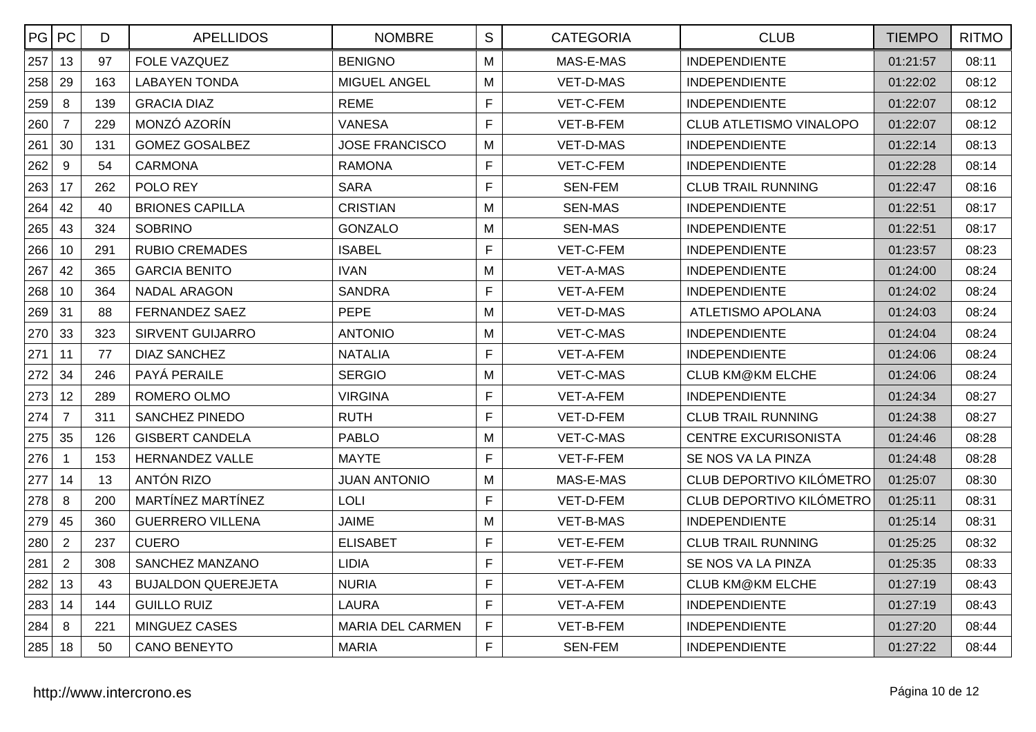| PG | PC | D | APELLIDOS | NOMBRE | S | CATEGORIA | CLUB | TIEMPO | RITMO |
|---|---|---|---|---|---|---|---|---|---|
| 257 | 13 | 97 | FOLE VAZQUEZ | BENIGNO | M | MAS-E-MAS | INDEPENDIENTE | 01:21:57 | 08:11 |
| 258 | 29 | 163 | LABAYEN TONDA | MIGUEL ANGEL | M | VET-D-MAS | INDEPENDIENTE | 01:22:02 | 08:12 |
| 259 | 8 | 139 | GRACIA DIAZ | REME | F | VET-C-FEM | INDEPENDIENTE | 01:22:07 | 08:12 |
| 260 | 7 | 229 | MONZÓ AZORÍN | VANESA | F | VET-B-FEM | CLUB ATLETISMO VINALOPO | 01:22:07 | 08:12 |
| 261 | 30 | 131 | GOMEZ GOSALBEZ | JOSE FRANCISCO | M | VET-D-MAS | INDEPENDIENTE | 01:22:14 | 08:13 |
| 262 | 9 | 54 | CARMONA | RAMONA | F | VET-C-FEM | INDEPENDIENTE | 01:22:28 | 08:14 |
| 263 | 17 | 262 | POLO REY | SARA | F | SEN-FEM | CLUB TRAIL RUNNING | 01:22:47 | 08:16 |
| 264 | 42 | 40 | BRIONES CAPILLA | CRISTIAN | M | SEN-MAS | INDEPENDIENTE | 01:22:51 | 08:17 |
| 265 | 43 | 324 | SOBRINO | GONZALO | M | SEN-MAS | INDEPENDIENTE | 01:22:51 | 08:17 |
| 266 | 10 | 291 | RUBIO CREMADES | ISABEL | F | VET-C-FEM | INDEPENDIENTE | 01:23:57 | 08:23 |
| 267 | 42 | 365 | GARCIA BENITO | IVAN | M | VET-A-MAS | INDEPENDIENTE | 01:24:00 | 08:24 |
| 268 | 10 | 364 | NADAL ARAGON | SANDRA | F | VET-A-FEM | INDEPENDIENTE | 01:24:02 | 08:24 |
| 269 | 31 | 88 | FERNANDEZ SAEZ | PEPE | M | VET-D-MAS | ATLETISMO APOLANA | 01:24:03 | 08:24 |
| 270 | 33 | 323 | SIRVENT GUIJARRO | ANTONIO | M | VET-C-MAS | INDEPENDIENTE | 01:24:04 | 08:24 |
| 271 | 11 | 77 | DIAZ SANCHEZ | NATALIA | F | VET-A-FEM | INDEPENDIENTE | 01:24:06 | 08:24 |
| 272 | 34 | 246 | PAYÁ PERAILE | SERGIO | M | VET-C-MAS | CLUB KM@KM ELCHE | 01:24:06 | 08:24 |
| 273 | 12 | 289 | ROMERO OLMO | VIRGINA | F | VET-A-FEM | INDEPENDIENTE | 01:24:34 | 08:27 |
| 274 | 7 | 311 | SANCHEZ PINEDO | RUTH | F | VET-D-FEM | CLUB TRAIL RUNNING | 01:24:38 | 08:27 |
| 275 | 35 | 126 | GISBERT CANDELA | PABLO | M | VET-C-MAS | CENTRE EXCURISONISTA | 01:24:46 | 08:28 |
| 276 | 1 | 153 | HERNANDEZ VALLE | MAYTE | F | VET-F-FEM | SE NOS VA LA PINZA | 01:24:48 | 08:28 |
| 277 | 14 | 13 | ANTÓN RIZO | JUAN ANTONIO | M | MAS-E-MAS | CLUB DEPORTIVO KILÓMETRO | 01:25:07 | 08:30 |
| 278 | 8 | 200 | MARTÍNEZ MARTÍNEZ | LOLI | F | VET-D-FEM | CLUB DEPORTIVO KILÓMETRO | 01:25:11 | 08:31 |
| 279 | 45 | 360 | GUERRERO VILLENA | JAIME | M | VET-B-MAS | INDEPENDIENTE | 01:25:14 | 08:31 |
| 280 | 2 | 237 | CUERO | ELISABET | F | VET-E-FEM | CLUB TRAIL RUNNING | 01:25:25 | 08:32 |
| 281 | 2 | 308 | SANCHEZ MANZANO | LIDIA | F | VET-F-FEM | SE NOS VA LA PINZA | 01:25:35 | 08:33 |
| 282 | 13 | 43 | BUJALDON QUEREJETA | NURIA | F | VET-A-FEM | CLUB KM@KM ELCHE | 01:27:19 | 08:43 |
| 283 | 14 | 144 | GUILLO RUIZ | LAURA | F | VET-A-FEM | INDEPENDIENTE | 01:27:19 | 08:43 |
| 284 | 8 | 221 | MINGUEZ CASES | MARIA DEL CARMEN | F | VET-B-FEM | INDEPENDIENTE | 01:27:20 | 08:44 |
| 285 | 18 | 50 | CANO BENEYTO | MARIA | F | SEN-FEM | INDEPENDIENTE | 01:27:22 | 08:44 |

http://www.intercrono.es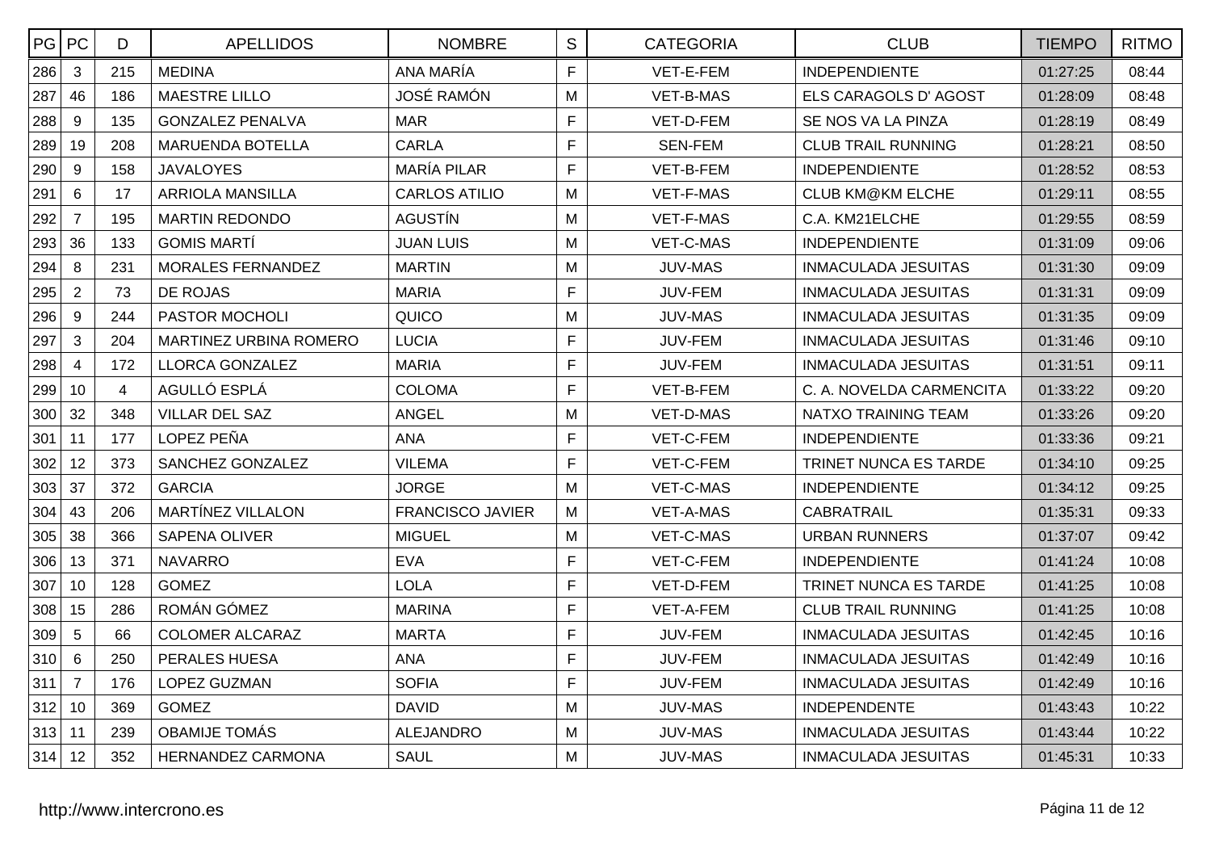| PG | PC | D | APELLIDOS | NOMBRE | S | CATEGORIA | CLUB | TIEMPO | RITMO |
|---|---|---|---|---|---|---|---|---|---|
| 286 | 3 | 215 | MEDINA | ANA MARÍA | F | VET-E-FEM | INDEPENDIENTE | 01:27:25 | 08:44 |
| 287 | 46 | 186 | MAESTRE LILLO | JOSÉ RAMÓN | M | VET-B-MAS | ELS CARAGOLS D' AGOST | 01:28:09 | 08:48 |
| 288 | 9 | 135 | GONZALEZ PENALVA | MAR | F | VET-D-FEM | SE NOS VA LA PINZA | 01:28:19 | 08:49 |
| 289 | 19 | 208 | MARUENDA BOTELLA | CARLA | F | SEN-FEM | CLUB TRAIL RUNNING | 01:28:21 | 08:50 |
| 290 | 9 | 158 | JAVALOYES | MARÍA PILAR | F | VET-B-FEM | INDEPENDIENTE | 01:28:52 | 08:53 |
| 291 | 6 | 17 | ARRIOLA MANSILLA | CARLOS ATILIO | M | VET-F-MAS | CLUB KM@KM ELCHE | 01:29:11 | 08:55 |
| 292 | 7 | 195 | MARTIN REDONDO | AGUSTÍN | M | VET-F-MAS | C.A. KM21ELCHE | 01:29:55 | 08:59 |
| 293 | 36 | 133 | GOMIS MARTÍ | JUAN LUIS | M | VET-C-MAS | INDEPENDIENTE | 01:31:09 | 09:06 |
| 294 | 8 | 231 | MORALES FERNANDEZ | MARTIN | M | JUV-MAS | INMACULADA JESUITAS | 01:31:30 | 09:09 |
| 295 | 2 | 73 | DE ROJAS | MARIA | F | JUV-FEM | INMACULADA JESUITAS | 01:31:31 | 09:09 |
| 296 | 9 | 244 | PASTOR MOCHOLI | QUICO | M | JUV-MAS | INMACULADA JESUITAS | 01:31:35 | 09:09 |
| 297 | 3 | 204 | MARTINEZ URBINA ROMERO | LUCIA | F | JUV-FEM | INMACULADA JESUITAS | 01:31:46 | 09:10 |
| 298 | 4 | 172 | LLORCA GONZALEZ | MARIA | F | JUV-FEM | INMACULADA JESUITAS | 01:31:51 | 09:11 |
| 299 | 10 | 4 | AGULLÓ ESPLÁ | COLOMA | F | VET-B-FEM | C. A. NOVELDA CARMENCITA | 01:33:22 | 09:20 |
| 300 | 32 | 348 | VILLAR DEL SAZ | ANGEL | M | VET-D-MAS | NATXO TRAINING TEAM | 01:33:26 | 09:20 |
| 301 | 11 | 177 | LOPEZ PEÑA | ANA | F | VET-C-FEM | INDEPENDIENTE | 01:33:36 | 09:21 |
| 302 | 12 | 373 | SANCHEZ GONZALEZ | VILEMA | F | VET-C-FEM | TRINET NUNCA ES TARDE | 01:34:10 | 09:25 |
| 303 | 37 | 372 | GARCIA | JORGE | M | VET-C-MAS | INDEPENDIENTE | 01:34:12 | 09:25 |
| 304 | 43 | 206 | MARTÍNEZ VILLALON | FRANCISCO JAVIER | M | VET-A-MAS | CABRATRAIL | 01:35:31 | 09:33 |
| 305 | 38 | 366 | SAPENA OLIVER | MIGUEL | M | VET-C-MAS | URBAN RUNNERS | 01:37:07 | 09:42 |
| 306 | 13 | 371 | NAVARRO | EVA | F | VET-C-FEM | INDEPENDIENTE | 01:41:24 | 10:08 |
| 307 | 10 | 128 | GOMEZ | LOLA | F | VET-D-FEM | TRINET NUNCA ES TARDE | 01:41:25 | 10:08 |
| 308 | 15 | 286 | ROMÁN GÓMEZ | MARINA | F | VET-A-FEM | CLUB TRAIL RUNNING | 01:41:25 | 10:08 |
| 309 | 5 | 66 | COLOMER ALCARAZ | MARTA | F | JUV-FEM | INMACULADA JESUITAS | 01:42:45 | 10:16 |
| 310 | 6 | 250 | PERALES HUESA | ANA | F | JUV-FEM | INMACULADA JESUITAS | 01:42:49 | 10:16 |
| 311 | 7 | 176 | LOPEZ GUZMAN | SOFIA | F | JUV-FEM | INMACULADA JESUITAS | 01:42:49 | 10:16 |
| 312 | 10 | 369 | GOMEZ | DAVID | M | JUV-MAS | INDEPENDENTE | 01:43:43 | 10:22 |
| 313 | 11 | 239 | OBAMIJE TOMÁS | ALEJANDRO | M | JUV-MAS | INMACULADA JESUITAS | 01:43:44 | 10:22 |
| 314 | 12 | 352 | HERNANDEZ CARMONA | SAUL | M | JUV-MAS | INMACULADA JESUITAS | 01:45:31 | 10:33 |

http://www.intercrono.es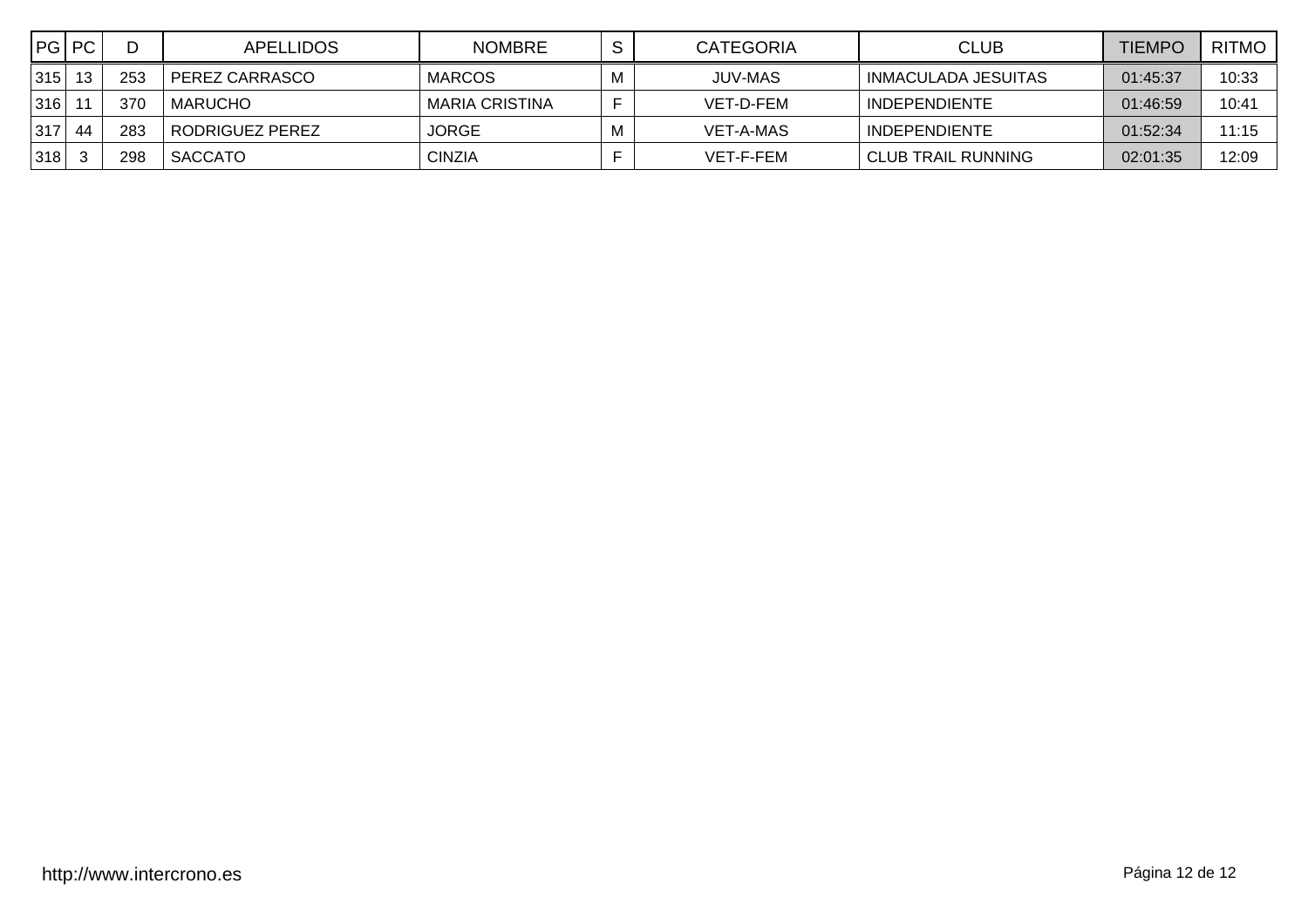| PG | PC | D | APELLIDOS | NOMBRE | S | CATEGORIA | CLUB | TIEMPO | RITMO |
|---|---|---|---|---|---|---|---|---|---|
| 315 | 13 | 253 | PEREZ CARRASCO | MARCOS | M | JUV-MAS | INMACULADA JESUITAS | 01:45:37 | 10:33 |
| 316 | 11 | 370 | MARUCHO | MARIA CRISTINA | F | VET-D-FEM | INDEPENDIENTE | 01:46:59 | 10:41 |
| 317 | 44 | 283 | RODRIGUEZ PEREZ | JORGE | M | VET-A-MAS | INDEPENDIENTE | 01:52:34 | 11:15 |
| 318 | 3 | 298 | SACCATO | CINZIA | F | VET-F-FEM | CLUB TRAIL RUNNING | 02:01:35 | 12:09 |